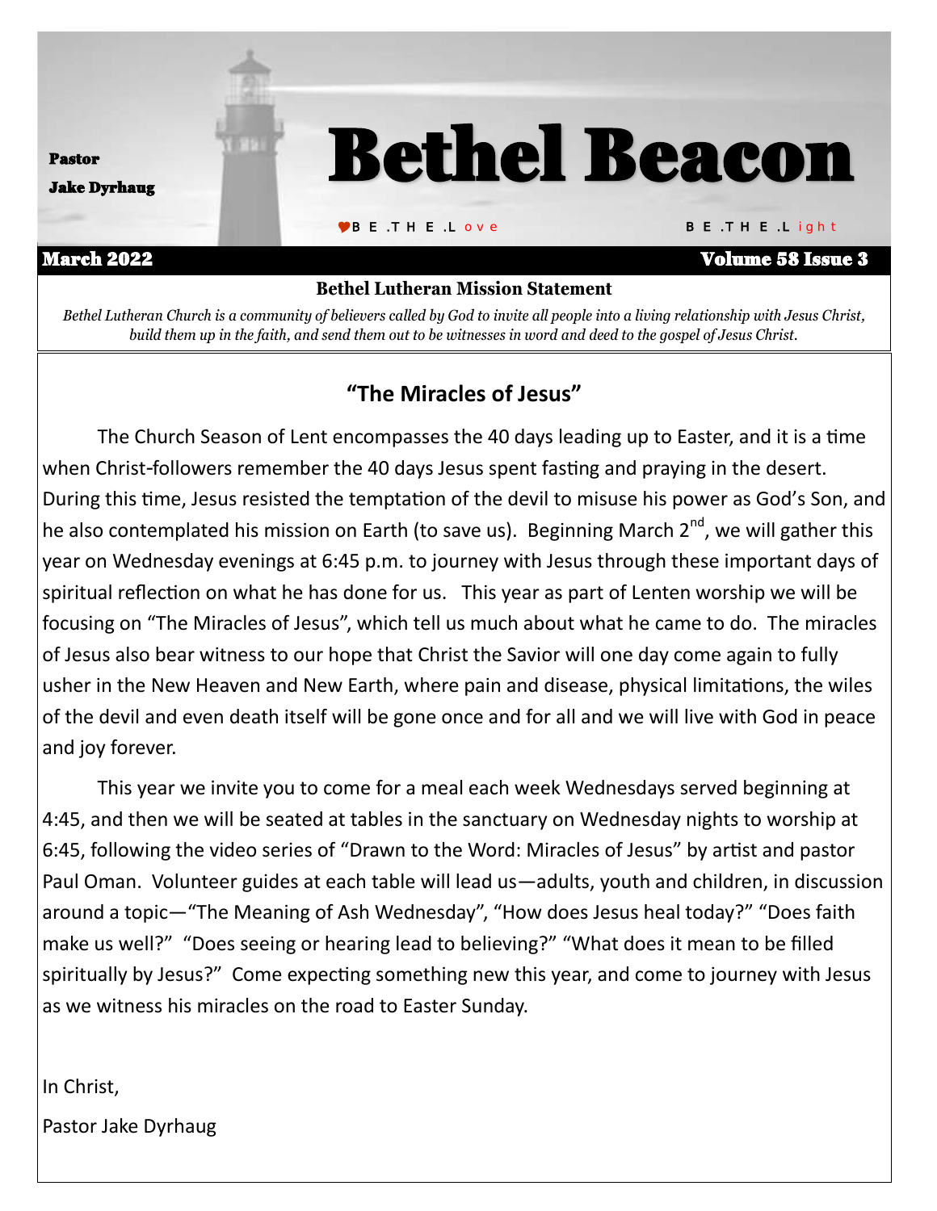Pastor

Jake Dyrhaug

# Bethel Beacon

B E .T H E .L ove B E .T H E .L ight

March 2022 Volume 58 Issue 3

**Bethel Lutheran Mission Statement**

*Bethel Lutheran Church is a community of believers called by God to invite all people into a living relationship with Jesus Christ, build them up in the faith, and send them out to be witnesses in word and deed to the gospel of Jesus Christ.*

## "The Miracles of Jesus"

The Church Season of Lent encompasses the 40 days leading up to Easter, and it is a time when Christ-followers remember the 40 days Jesus spent fasting and praying in the desert. During this time, Jesus resisted the temptation of the devil to misuse his power as God's Son, and he also contemplated his mission on Earth (to save us). Beginning March 2nd, we will gather this year on Wednesday evenings at 6:45 p.m. to journey with Jesus through these important days of spiritual reflection on what he has done for us. This year as part of Lenten worship we will be focusing on "The Miracles of Jesus", which tell us much about what he came to do. The miracles of Jesus also bear witness to our hope that Christ the Savior will one day come again to fully usher in the New Heaven and New Earth, where pain and disease, physical limitations, the wiles of the devil and even death itself will be gone once and for all and we will live with God in peace and joy forever.

This year we invite you to come for a meal each week Wednesdays served beginning at 4:45, and then we will be seated at tables in the sanctuary on Wednesday nights to worship at 6:45, following the video series of "Drawn to the Word: Miracles of Jesus" by artist and pastor Paul Oman. Volunteer guides at each table will lead us—adults, youth and children, in discussion around a topic—"The Meaning of Ash Wednesday", "How does Jesus heal today?" "Does faith make us well?" "Does seeing or hearing lead to believing?" "What does it mean to be filled spiritually by Jesus?" Come expecting something new this year, and come to journey with Jesus as we witness his miracles on the road to Easter Sunday.

In Christ,

Pastor Jake Dyrhaug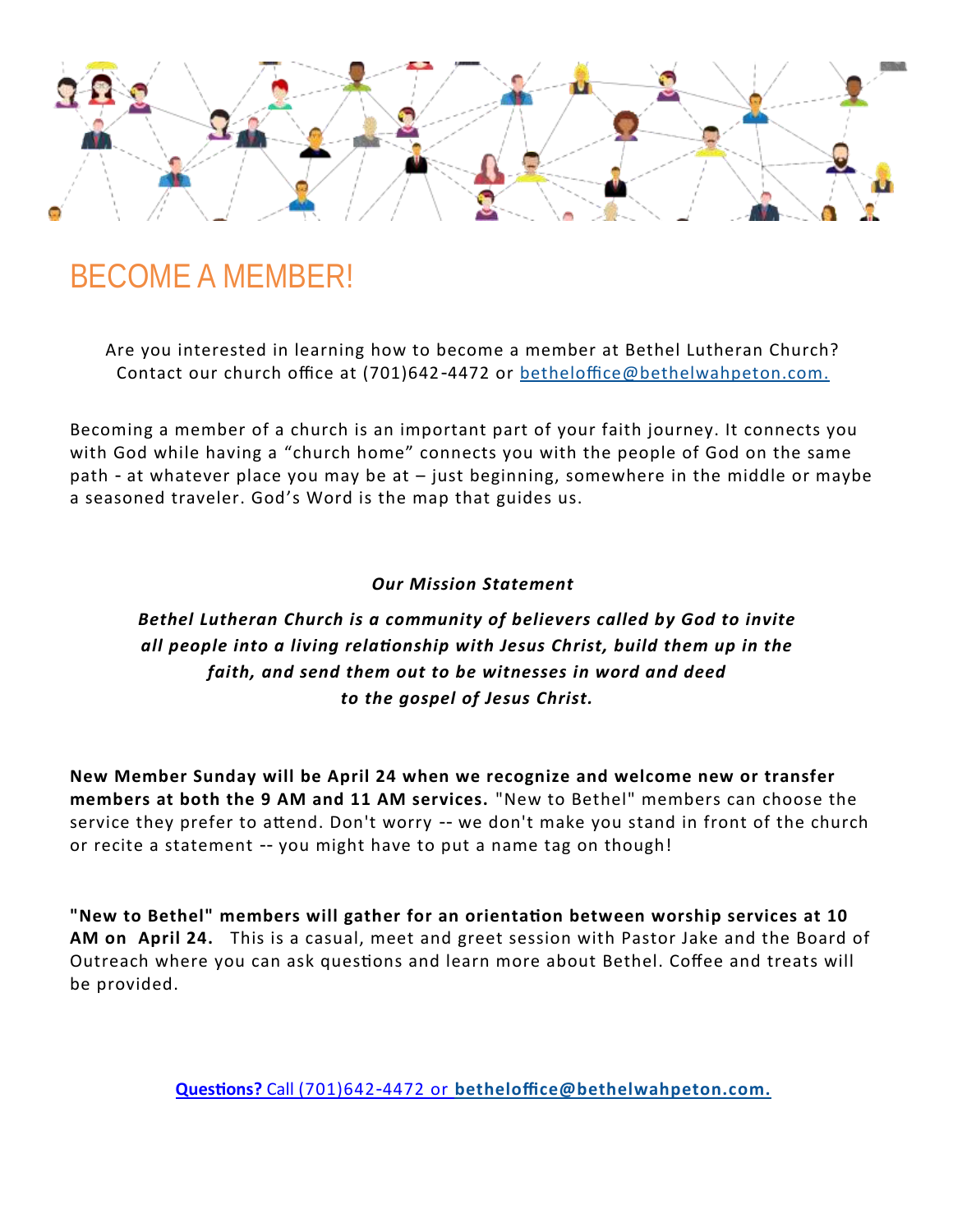# BECOME A MEMBER!

Are you interested in learning how to become a member at Bethel Lutheran Church? Contact our church office at (701)642-4472 or betheloffice@bethelwahpeton.com.

Becoming a member of a church is an important part of your faith journey. It connects you with God while having a “church home” connects you with the people of God on the same path - at whatever place you may be at – just beginning, somewhere in the middle or maybe a seasoned traveler. God’s Word is the map that guides us.

***Our Mission Statement***

***Bethel Lutheran Church is a community of believers called by God to invite all people into a living relationship with Jesus Christ, build them up in the faith, and send them out to be witnesses in word and deed to the gospel of Jesus Christ.***

**New Member Sunday will be April 24 when we recognize and welcome new or transfer members at both the 9 AM and 11 AM services.** "New to Bethel" members can choose the service they prefer to attend. Don't worry -- we don't make you stand in front of the church or recite a statement -- you might have to put a name tag on though!

**"New to Bethel" members will gather for an orientation between worship services at 10 AM on April 24.** This is a casual, meet and greet session with Pastor Jake and the Board of Outreach where you can ask questions and learn more about Bethel. Coffee and treats will be provided.

**Questions?** Call (701)642-4472 or **betheloffice@bethelwahpeton.com.**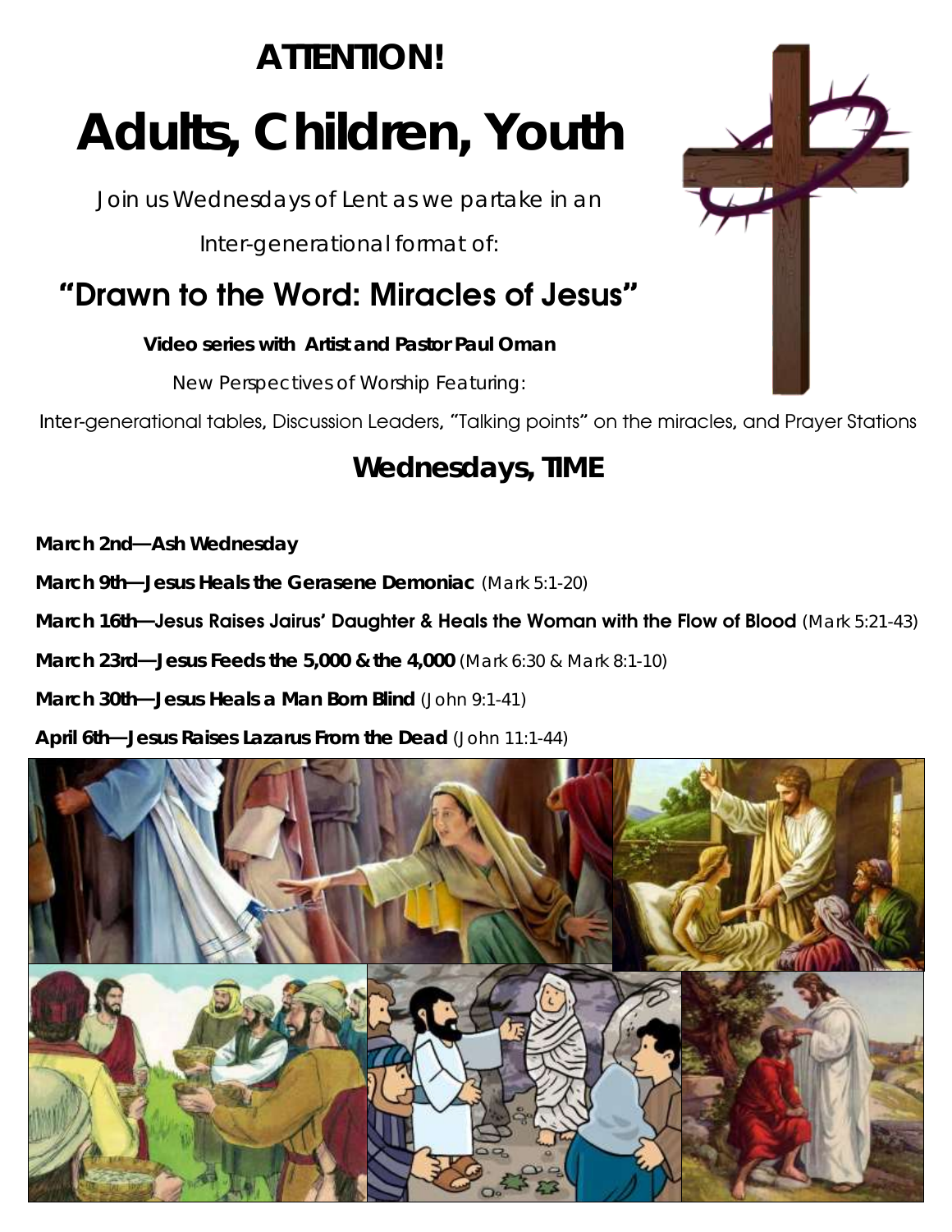# ATTENTION!

# Adults, Children, Youth

Join us Wednesdays of Lent as we partake in an

Inter-generational format of:

## "Drawn to the Word: Miracles of Jesus"

**Video series with Artist and Pastor Paul Oman**

New Perspectives of Worship Featuring:

Inter-generational tables, Discussion Leaders, "Talking points" on the miracles, and Prayer Stations

## Wednesdays, TIME

**March 2nd—Ash Wednesday**

**March 9th—Jesus Heals the Gerasene Demoniac** (Mark 5:1-20)

**March 16th—Jesus Raises Jairus' Daughter & Heals the Woman with the Flow of Blood** (Mark 5:21-43)

**March 23rd—Jesus Feeds the 5,000 & the 4,000** (Mark 6:30 & Mark 8:1-10)

**March 30th—Jesus Heals a Man Born Blind** (John 9:1-41)

**April 6th—Jesus Raises Lazarus From the Dead** (John 11:1-44)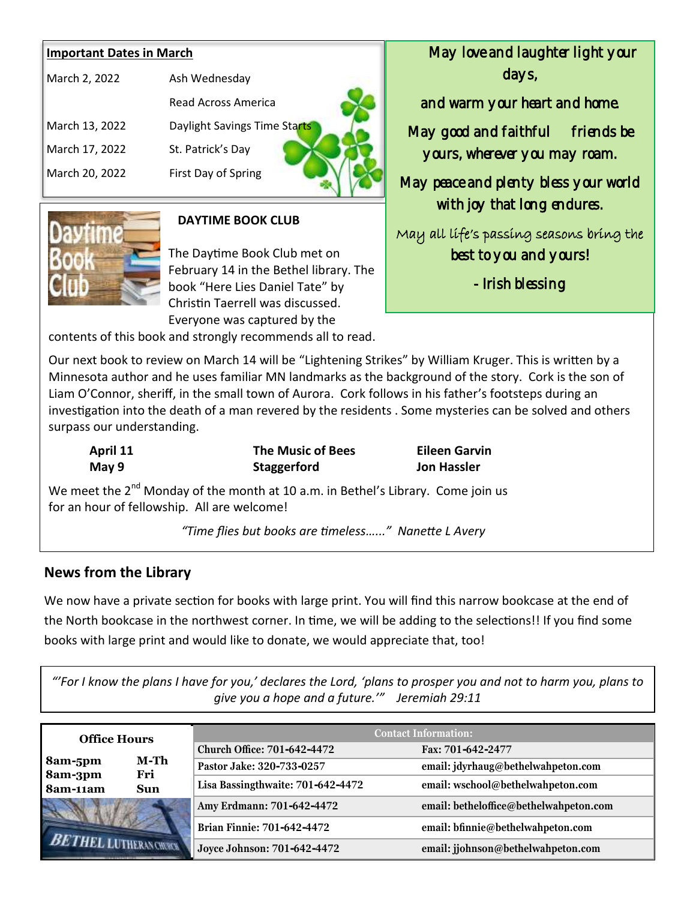**Important Dates in March**

| | |
|---|---|
| March 2, 2022 | Ash Wednesday |
| | Read Across America |
| March 13, 2022 | Daylight Savings Time Starts |
| March 17, 2022 | St. Patrick's Day |
| March 20, 2022 | First Day of Spring |

May love and laughter light your days,

and warm your heart and home.

May good and faithful friends be yours, wherever you may roam.

May peace and plenty bless your world with joy that long endures.

May all life's passing seasons bring the best to you and yours!

- Irish blessing

**DAYTIME BOOK CLUB**

The Daytime Book Club met on February 14 in the Bethel library. The book "Here Lies Daniel Tate" by Christin Taerrell was discussed. Everyone was captured by the contents of this book and strongly recommends all to read.

Our next book to review on March 14 will be "Lightening Strikes" by William Kruger. This is written by a Minnesota author and he uses familiar MN landmarks as the background of the story. Cork is the son of Liam O'Connor, sheriff, in the small town of Aurora. Cork follows in his father's footsteps during an investigation into the death of a man revered by the residents . Some mysteries can be solved and others surpass our understanding.

| | | |
|---|---|---|
| **April 11** | **The Music of Bees** | **Eileen Garvin** |
| **May 9** | **Staggerford** | **Jon Hassler** |

We meet the 2nd Monday of the month at 10 a.m. in Bethel's Library. Come join us for an hour of fellowship. All are welcome!

*"Time flies but books are timeless......" Nanette L Avery*

## News from the Library

We now have a private section for books with large print. You will find this narrow bookcase at the end of the North bookcase in the northwest corner. In time, we will be adding to the selections!! If you find some books with large print and would like to donate, we would appreciate that, too!

*"'For I know the plans I have for you,' declares the Lord, 'plans to prosper you and not to harm you, plans to give you a hope and a future.'" Jeremiah 29:11*

**Office Hours**

| | |
|---|---|
| **8am-5pm** | **M-Th** |
| **8am-3pm** | **Fri** |
| **8am-11am** | **Sun** |

BETHEL LUTHERAN CHURCH

| Contact Information: | |
|---|---|
| Church Office: 701-642-4472 | Fax: 701-642-2477 |
| Pastor Jake: 320-733-0257 | email: jdyrhaug@bethelwahpeton.com |
| Lisa Bassingthwaite: 701-642-4472 | email: wschool@bethelwahpeton.com |
| Amy Erdmann: 701-642-4472 | email: betheloffice@bethelwahpeton.com |
| Brian Finnie: 701-642-4472 | email: bfinnie@bethelwahpeton.com |
| Joyce Johnson: 701-642-4472 | email: jjohnson@bethelwahpeton.com |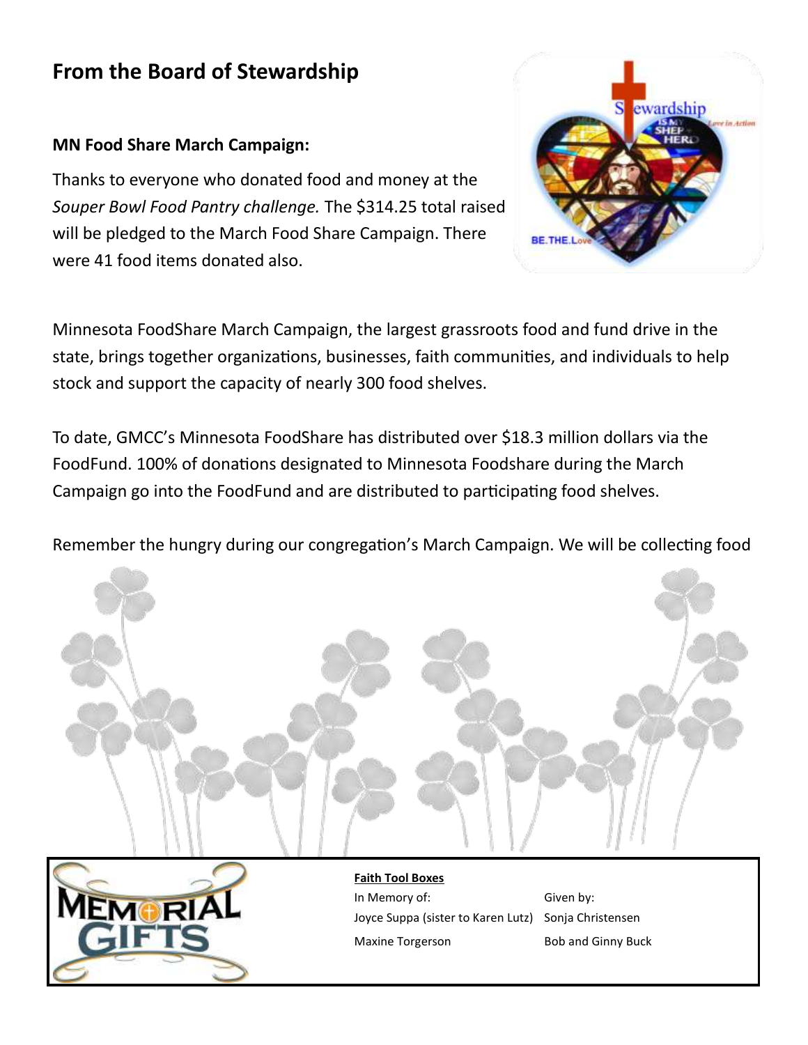## From the Board of Stewardship

### MN Food Share March Campaign:

Thanks to everyone who donated food and money at the *Souper Bowl Food Pantry challenge.* The $314.25 total raised will be pledged to the March Food Share Campaign. There were 41 food items donated also.

Minnesota FoodShare March Campaign, the largest grassroots food and fund drive in the state, brings together organizations, businesses, faith communities, and individuals to help stock and support the capacity of nearly 300 food shelves.

To date, GMCC's Minnesota FoodShare has distributed over $18.3 million dollars via the FoodFund. 100% of donations designated to Minnesota Foodshare during the March Campaign go into the FoodFund and are distributed to participating food shelves.

Remember the hungry during our congregation's March Campaign. We will be collecting food

MEMORIAL GIFTS

**Faith Tool Boxes**

| In Memory of: | Given by: |
| --- | --- |
| Joyce Suppa (sister to Karen Lutz) | Sonja Christensen |
| Maxine Torgerson | Bob and Ginny Buck |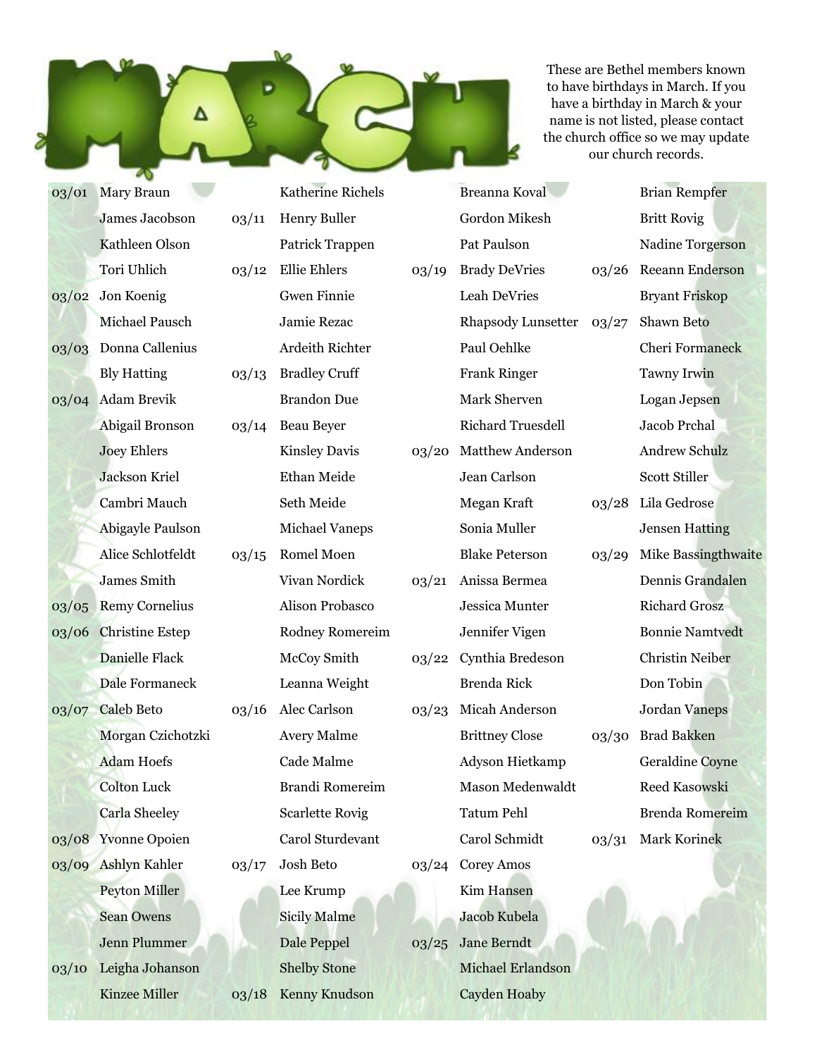# MARCH

These are Bethel members known to have birthdays in March. If you have a birthday in March & your name is not listed, please contact the church office so we may update our church records.

| Date | Name |
|---|---|
| 03/01 | Mary Braun |
| | James Jacobson |
| | Kathleen Olson |
| | Tori Uhlich |
| 03/02 | Jon Koenig |
| | Michael Pausch |
| 03/03 | Donna Callenius |
| | Bly Hatting |
| 03/04 | Adam Brevik |
| | Abigail Bronson |
| | Joey Ehlers |
| | Jackson Kriel |
| | Cambri Mauch |
| | Abigayle Paulson |
| | Alice Schlotfeldt |
| | James Smith |
| 03/05 | Remy Cornelius |
| 03/06 | Christine Estep |
| | Danielle Flack |
| | Dale Formaneck |
| 03/07 | Caleb Beto |
| | Morgan Czichotzki |
| | Adam Hoefs |
| | Colton Luck |
| | Carla Sheeley |
| 03/08 | Yvonne Opoien |
| 03/09 | Ashlyn Kahler |
| | Peyton Miller |
| | Sean Owens |
| | Jenn Plummer |
| 03/10 | Leigha Johanson |
| | Kinzee Miller |
| | Katherine Richels |
| 03/11 | Henry Buller |
| | Patrick Trappen |
| 03/12 | Ellie Ehlers |
| | Gwen Finnie |
| | Jamie Rezac |
| | Ardeith Richter |
| 03/13 | Bradley Cruff |
| | Brandon Due |
| 03/14 | Beau Beyer |
| | Kinsley Davis |
| | Ethan Meide |
| | Seth Meide |
| | Michael Vaneps |
| 03/15 | Romel Moen |
| | Vivan Nordick |
| | Alison Probasco |
| | Rodney Romereim |
| | McCoy Smith |
| | Leanna Weight |
| 03/16 | Alec Carlson |
| | Avery Malme |
| | Cade Malme |
| | Brandi Romereim |
| | Scarlette Rovig |
| | Carol Sturdevant |
| 03/17 | Josh Beto |
| | Lee Krump |
| | Sicily Malme |
| | Dale Peppel |
| | Shelby Stone |
| 03/18 | Kenny Knudson |
| | Breanna Koval |
| | Gordon Mikesh |
| | Pat Paulson |
| 03/19 | Brady DeVries |
| | Leah DeVries |
| | Rhapsody Lunsetter |
| | Paul Oehlke |
| | Frank Ringer |
| | Mark Sherven |
| | Richard Truesdell |
| 03/20 | Matthew Anderson |
| | Jean Carlson |
| | Megan Kraft |
| | Sonia Muller |
| | Blake Peterson |
| 03/21 | Anissa Bermea |
| | Jessica Munter |
| | Jennifer Vigen |
| 03/22 | Cynthia Bredeson |
| | Brenda Rick |
| 03/23 | Micah Anderson |
| | Brittney Close |
| | Adyson Hietkamp |
| | Mason Medenwaldt |
| | Tatum Pehl |
| | Carol Schmidt |
| 03/24 | Corey Amos |
| | Kim Hansen |
| | Jacob Kubela |
| 03/25 | Jane Berndt |
| | Michael Erlandson |
| | Cayden Hoaby |
| | Brian Rempfer |
| | Britt Rovig |
| | Nadine Torgerson |
| 03/26 | Reeann Enderson |
| | Bryant Friskop |
| 03/27 | Shawn Beto |
| | Cheri Formaneck |
| | Tawny Irwin |
| | Logan Jepsen |
| | Jacob Prchal |
| | Andrew Schulz |
| | Scott Stiller |
| 03/28 | Lila Gedrose |
| | Jensen Hatting |
| 03/29 | Mike Bassingthwaite |
| | Dennis Grandalen |
| | Richard Grosz |
| | Bonnie Namtvedt |
| | Christin Neiber |
| | Don Tobin |
| | Jordan Vaneps |
| 03/30 | Brad Bakken |
| | Geraldine Coyne |
| | Reed Kasowski |
| | Brenda Romereim |
| 03/31 | Mark Korinek |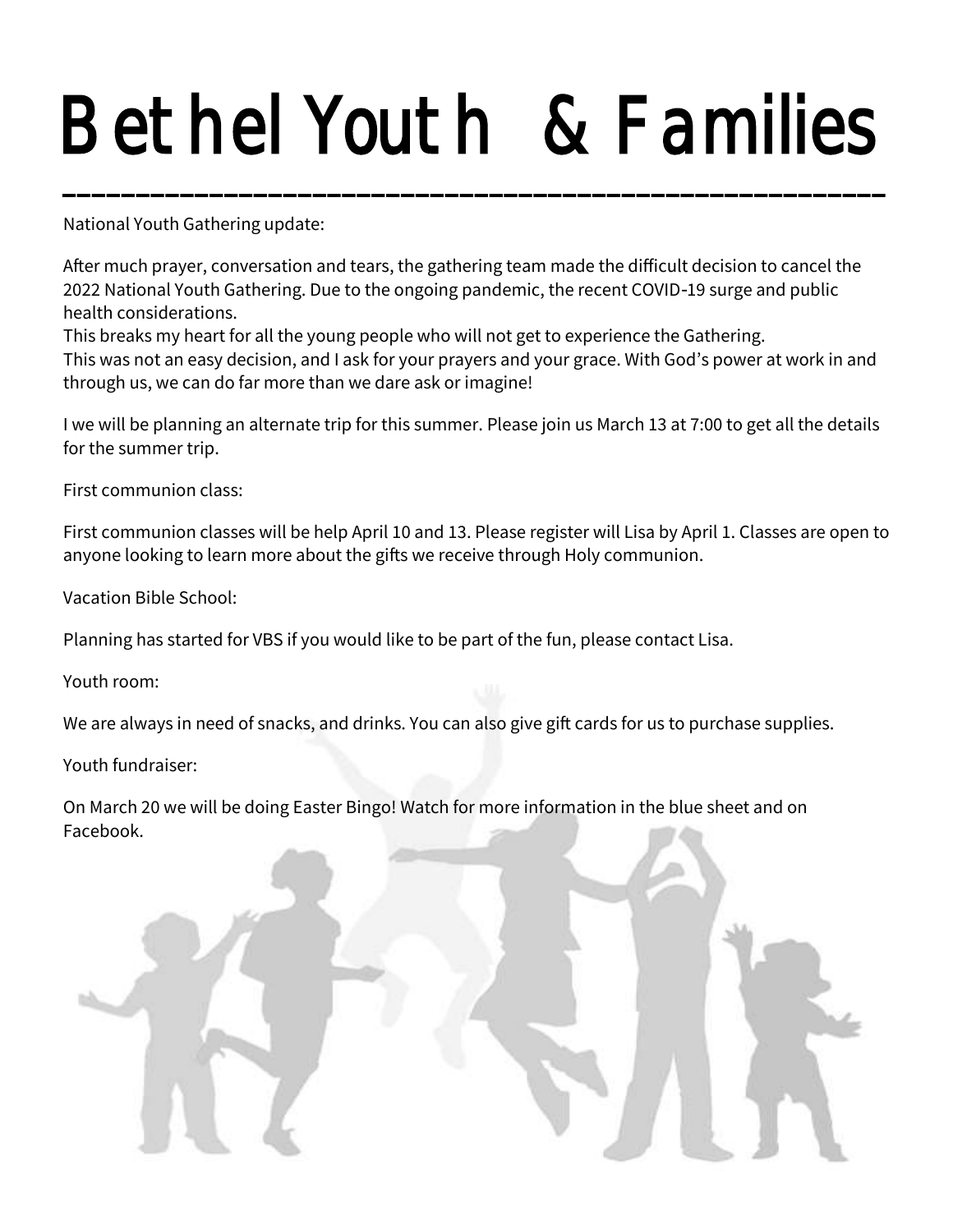# Bethel Youth & Families

National Youth Gathering update:

After much prayer, conversation and tears, the gathering team made the difficult decision to cancel the 2022 National Youth Gathering. Due to the ongoing pandemic, the recent COVID-19 surge and public health considerations.
This breaks my heart for all the young people who will not get to experience the Gathering.
This was not an easy decision, and I ask for your prayers and your grace. With God's power at work in and through us, we can do far more than we dare ask or imagine!

I we will be planning an alternate trip for this summer. Please join us March 13 at 7:00 to get all the details for the summer trip.

First communion class:

First communion classes will be help April 10 and 13. Please register will Lisa by April 1. Classes are open to anyone looking to learn more about the gifts we receive through Holy communion.

Vacation Bible School:

Planning has started for VBS if you would like to be part of the fun, please contact Lisa.

Youth room:

We are always in need of snacks, and drinks. You can also give gift cards for us to purchase supplies.

Youth fundraiser:

On March 20 we will be doing Easter Bingo! Watch for more information in the blue sheet and on Facebook.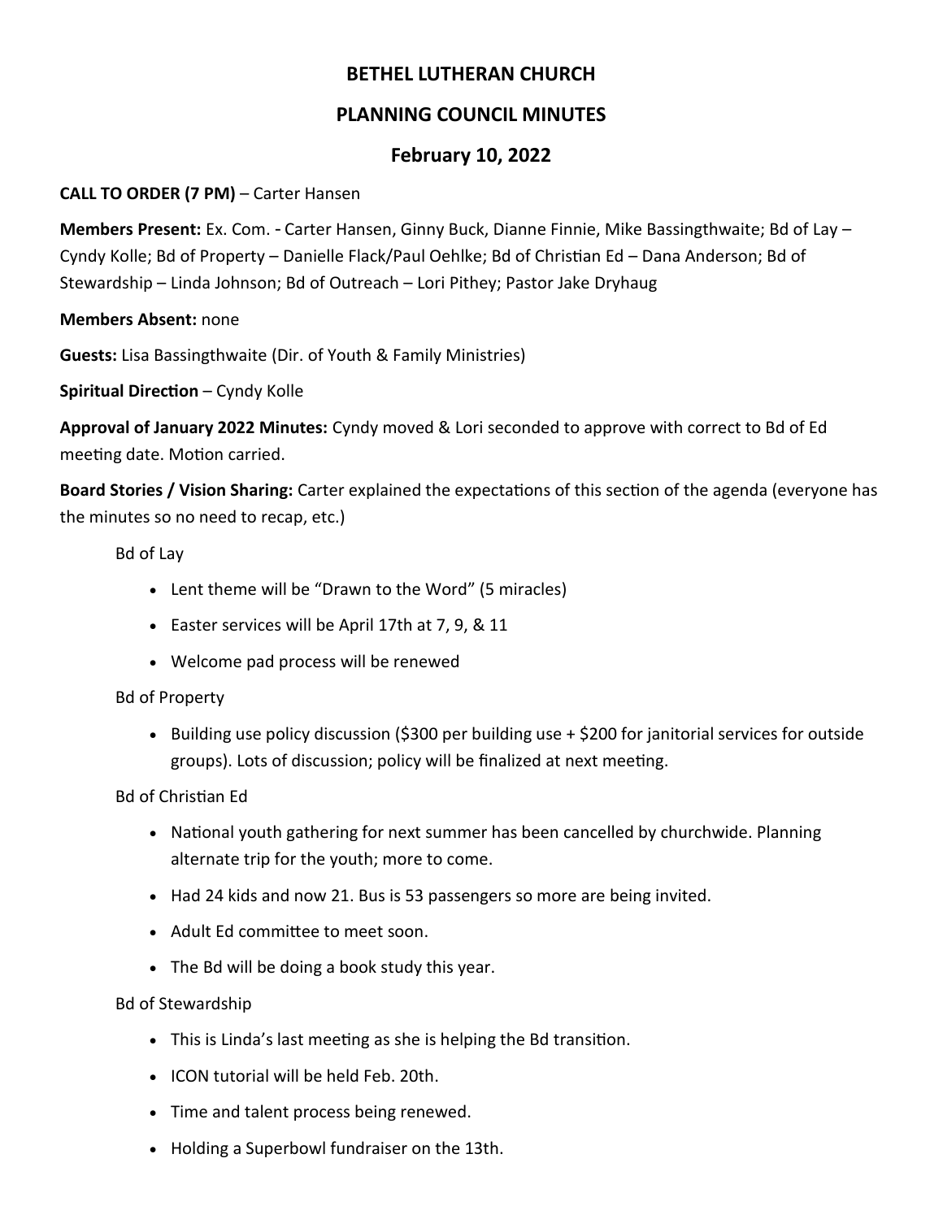# BETHEL LUTHERAN CHURCH

## PLANNING COUNCIL MINUTES

### February 10, 2022

**CALL TO ORDER (7 PM)** – Carter Hansen

**Members Present:** Ex. Com. - Carter Hansen, Ginny Buck, Dianne Finnie, Mike Bassingthwaite; Bd of Lay – Cyndy Kolle; Bd of Property – Danielle Flack/Paul Oehlke; Bd of Christian Ed – Dana Anderson; Bd of Stewardship – Linda Johnson; Bd of Outreach – Lori Pithey; Pastor Jake Dryhaug

**Members Absent:** none

**Guests:** Lisa Bassingthwaite (Dir. of Youth & Family Ministries)

**Spiritual Direction** – Cyndy Kolle

**Approval of January 2022 Minutes:** Cyndy moved & Lori seconded to approve with correct to Bd of Ed meeting date. Motion carried.

**Board Stories / Vision Sharing:** Carter explained the expectations of this section of the agenda (everyone has the minutes so no need to recap, etc.)

Bd of Lay

- Lent theme will be "Drawn to the Word" (5 miracles)
- Easter services will be April 17th at 7, 9, & 11
- Welcome pad process will be renewed

Bd of Property

- Building use policy discussion ($300 per building use + $200 for janitorial services for outside groups). Lots of discussion; policy will be finalized at next meeting.

Bd of Christian Ed

- National youth gathering for next summer has been cancelled by churchwide. Planning alternate trip for the youth; more to come.
- Had 24 kids and now 21. Bus is 53 passengers so more are being invited.
- Adult Ed committee to meet soon.
- The Bd will be doing a book study this year.

Bd of Stewardship

- This is Linda's last meeting as she is helping the Bd transition.
- ICON tutorial will be held Feb. 20th.
- Time and talent process being renewed.
- Holding a Superbowl fundraiser on the 13th.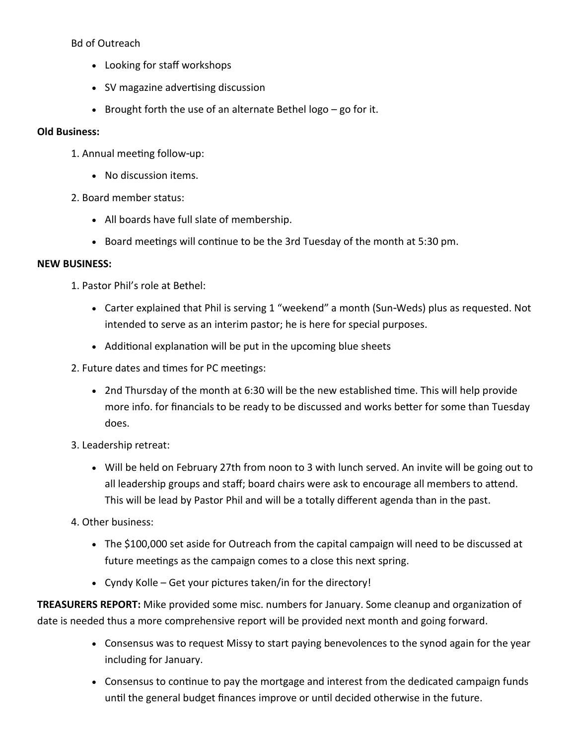Bd of Outreach

- Looking for staff workshops
- SV magazine advertising discussion
- Brought forth the use of an alternate Bethel logo – go for it.

**Old Business:**

1. Annual meeting follow-up:
    - No discussion items.
2. Board member status:
    - All boards have full slate of membership.
    - Board meetings will continue to be the 3rd Tuesday of the month at 5:30 pm.

**NEW BUSINESS:**

1. Pastor Phil's role at Bethel:
    - Carter explained that Phil is serving 1 "weekend" a month (Sun-Weds) plus as requested. Not intended to serve as an interim pastor; he is here for special purposes.
    - Additional explanation will be put in the upcoming blue sheets
2. Future dates and times for PC meetings:
    - 2nd Thursday of the month at 6:30 will be the new established time. This will help provide more info. for financials to be ready to be discussed and works better for some than Tuesday does.
3. Leadership retreat:
    - Will be held on February 27th from noon to 3 with lunch served. An invite will be going out to all leadership groups and staff; board chairs were ask to encourage all members to attend. This will be lead by Pastor Phil and will be a totally different agenda than in the past.
4. Other business:
    - The $100,000 set aside for Outreach from the capital campaign will need to be discussed at future meetings as the campaign comes to a close this next spring.
    - Cyndy Kolle – Get your pictures taken/in for the directory!

**TREASURERS REPORT:** Mike provided some misc. numbers for January. Some cleanup and organization of date is needed thus a more comprehensive report will be provided next month and going forward.

- Consensus was to request Missy to start paying benevolences to the synod again for the year including for January.
- Consensus to continue to pay the mortgage and interest from the dedicated campaign funds until the general budget finances improve or until decided otherwise in the future.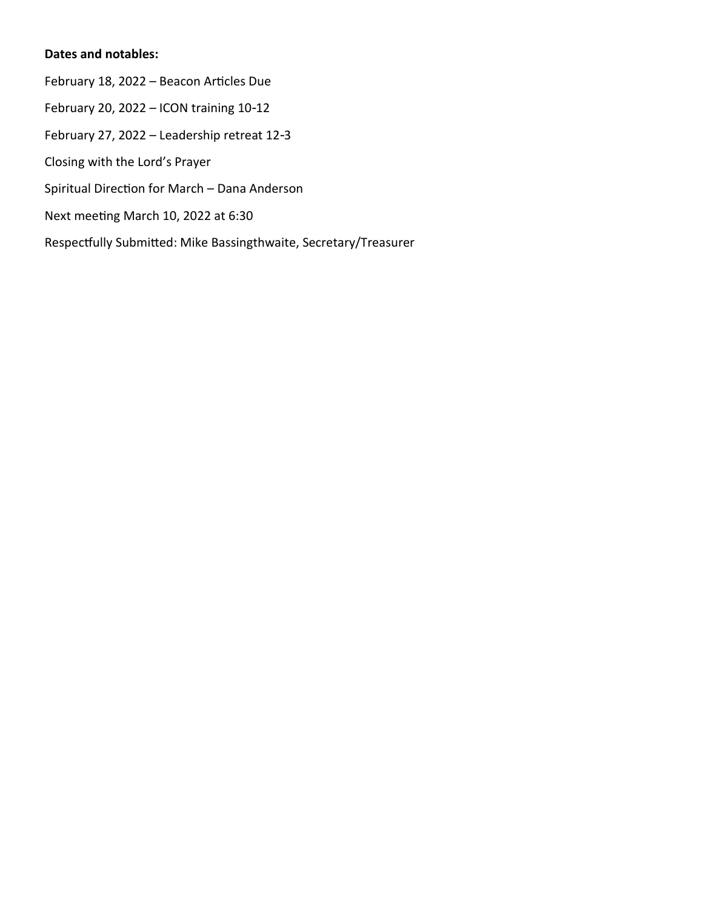**Dates and notables:**

February 18, 2022 – Beacon Articles Due

February 20, 2022 – ICON training 10-12

February 27, 2022 – Leadership retreat 12-3

Closing with the Lord's Prayer

Spiritual Direction for March – Dana Anderson

Next meeting March 10, 2022 at 6:30

Respectfully Submitted: Mike Bassingthwaite, Secretary/Treasurer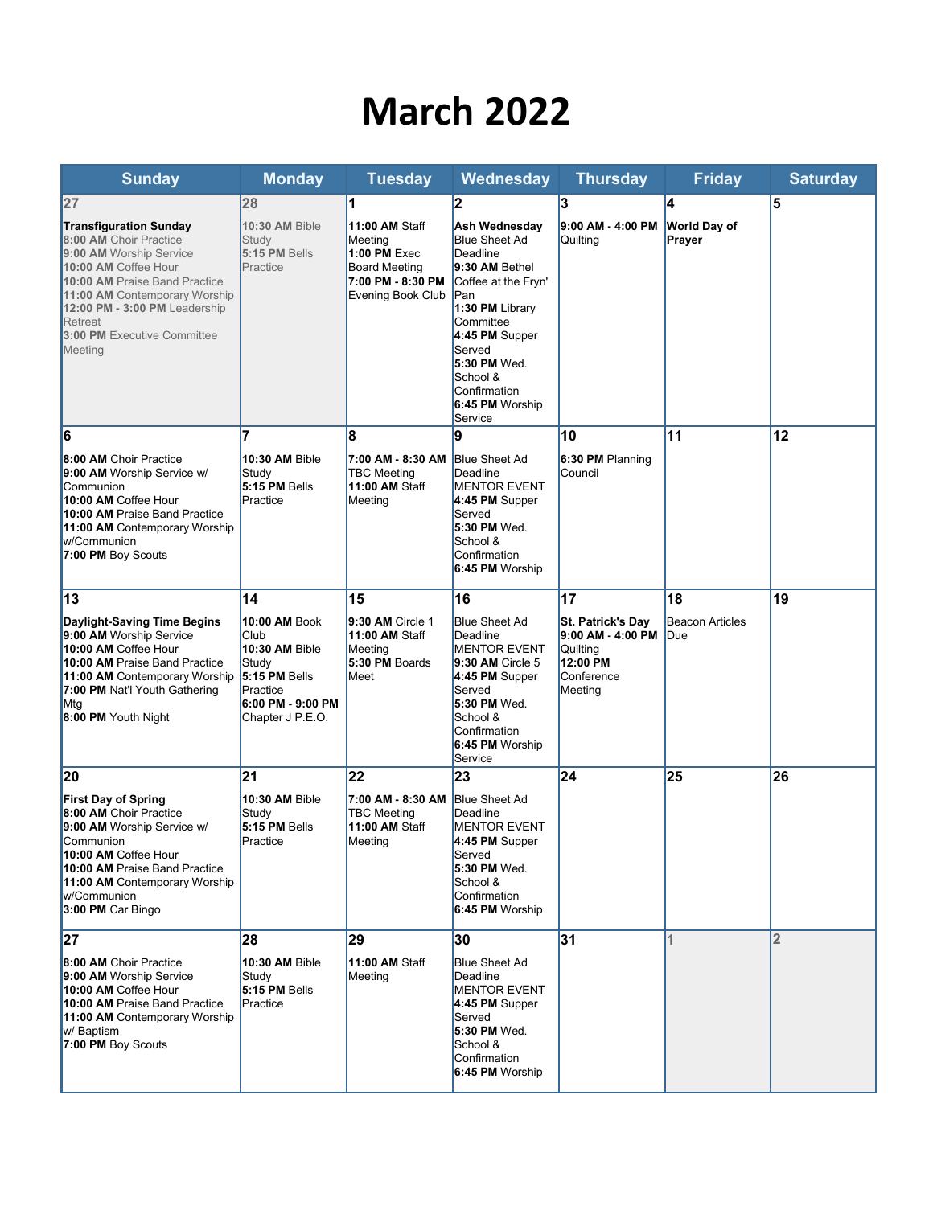# March 2022

| Sunday | Monday | Tuesday | Wednesday | Thursday | Friday | Saturday |
|---|---|---|---|---|---|---|
| 27<br>**Transfiguration Sunday**<br>**8:00 AM** Choir Practice<br>**9:00 AM** Worship Service<br>**10:00 AM** Coffee Hour<br>**10:00 AM** Praise Band Practice<br>**11:00 AM** Contemporary Worship<br>**12:00 PM - 3:00 PM** Leadership Retreat<br>**3:00 PM** Executive Committee Meeting | 28<br>**10:30 AM** Bible Study<br>**5:15 PM** Bells Practice | 1<br>**11:00 AM** Staff Meeting<br>**1:00 PM** Exec Board Meeting<br>**7:00 PM - 8:30 PM** Evening Book Club | 2<br>**Ash Wednesday**<br>Blue Sheet Ad Deadline<br>**9:30 AM** Bethel Coffee at the Fryn' Pan<br>**1:30 PM** Library Committee<br>**4:45 PM** Supper Served<br>**5:30 PM** Wed. School & Confirmation<br>**6:45 PM** Worship Service | 3<br>**9:00 AM - 4:00 PM** Quilting | 4<br>**World Day of Prayer** | 5 |
| 6<br>**8:00 AM** Choir Practice<br>**9:00 AM** Worship Service w/ Communion<br>**10:00 AM** Coffee Hour<br>**10:00 AM** Praise Band Practice<br>**11:00 AM** Contemporary Worship w/Communion<br>**7:00 PM** Boy Scouts | 7<br>**10:30 AM** Bible Study<br>**5:15 PM** Bells Practice | 8<br>**7:00 AM - 8:30 AM** TBC Meeting<br>**11:00 AM** Staff Meeting | 9<br>Blue Sheet Ad Deadline<br>MENTOR EVENT<br>**4:45 PM** Supper Served<br>**5:30 PM** Wed. School & Confirmation<br>**6:45 PM** Worship | 10<br>**6:30 PM** Planning Council | 11 | 12 |
| 13<br>**Daylight-Saving Time Begins**<br>**9:00 AM** Worship Service<br>**10:00 AM** Coffee Hour<br>**10:00 AM** Praise Band Practice<br>**11:00 AM** Contemporary Worship<br>**7:00 PM** Nat'l Youth Gathering Mtg<br>**8:00 PM** Youth Night | 14<br>**10:00 AM** Book Club<br>**10:30 AM** Bible Study<br>**5:15 PM** Bells Practice<br>**6:00 PM - 9:00 PM** Chapter J P.E.O. | 15<br>**9:30 AM** Circle 1<br>**11:00 AM** Staff Meeting<br>**5:30 PM** Boards Meet | 16<br>Blue Sheet Ad Deadline<br>MENTOR EVENT<br>**9:30 AM** Circle 5<br>**4:45 PM** Supper Served<br>**5:30 PM** Wed. School & Confirmation<br>**6:45 PM** Worship Service | 17<br>**St. Patrick's Day**<br>**9:00 AM - 4:00 PM** Quilting<br>**12:00 PM** Conference Meeting | 18<br>Beacon Articles Due | 19 |
| 20<br>**First Day of Spring**<br>**8:00 AM** Choir Practice<br>**9:00 AM** Worship Service w/ Communion<br>**10:00 AM** Coffee Hour<br>**10:00 AM** Praise Band Practice<br>**11:00 AM** Contemporary Worship w/Communion<br>**3:00 PM** Car Bingo | 21<br>**10:30 AM** Bible Study<br>**5:15 PM** Bells Practice | 22<br>**7:00 AM - 8:30 AM** TBC Meeting<br>**11:00 AM** Staff Meeting | 23<br>Blue Sheet Ad Deadline<br>MENTOR EVENT<br>**4:45 PM** Supper Served<br>**5:30 PM** Wed. School & Confirmation<br>**6:45 PM** Worship | 24 | 25 | 26 |
| 27<br>**8:00 AM** Choir Practice<br>**9:00 AM** Worship Service<br>**10:00 AM** Coffee Hour<br>**10:00 AM** Praise Band Practice<br>**11:00 AM** Contemporary Worship w/ Baptism<br>**7:00 PM** Boy Scouts | 28<br>**10:30 AM** Bible Study<br>**5:15 PM** Bells Practice | 29<br>**11:00 AM** Staff Meeting | 30<br>Blue Sheet Ad Deadline<br>MENTOR EVENT<br>**4:45 PM** Supper Served<br>**5:30 PM** Wed. School & Confirmation<br>**6:45 PM** Worship | 31 | 1 | 2 |